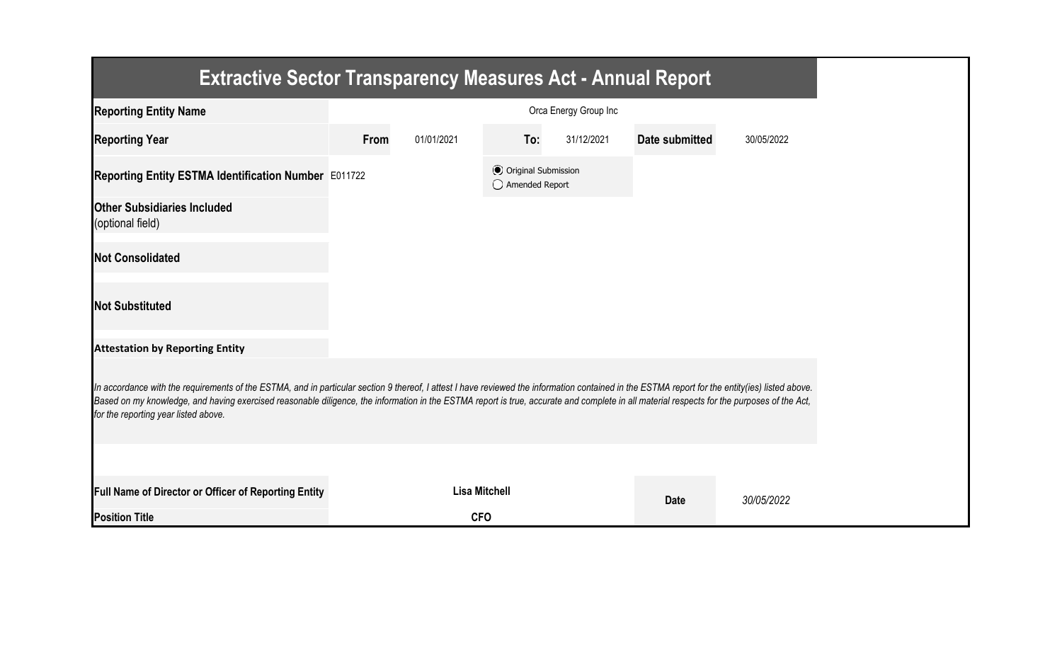# Extractive Sector Transparency Measures Act - Annual Report

| | | | | | | |
|---|---|---|---|---|---|---|
| **Reporting Entity Name** | Orca Energy Group Inc | | | | | |
| **Reporting Year** | **From** | 01/01/2021 | **To:** | 31/12/2021 | **Date submitted** | 30/05/2022 |
| **Reporting Entity ESTMA Identification Number** | E011722 | | (◉) Original Submission<br>( ) Amended Report | | | |
| **Other Subsidiaries Included** (optional field) | | | | | | |
| **Not Consolidated** | | | | | | |
| **Not Substituted** | | | | | | |

**Attestation by Reporting Entity**

*In accordance with the requirements of the ESTMA, and in particular section 9 thereof, I attest I have reviewed the information contained in the ESTMA report for the entity(ies) listed above. Based on my knowledge, and having exercised reasonable diligence, the information in the ESTMA report is true, accurate and complete in all material respects for the purposes of the Act, for the reporting year listed above.*

| | | | |
|---|---|---|---|
| **Full Name of Director or Officer of Reporting Entity** | **Lisa Mitchell** | **Date** | *30/05/2022* |
| **Position Title** | **CFO** | | |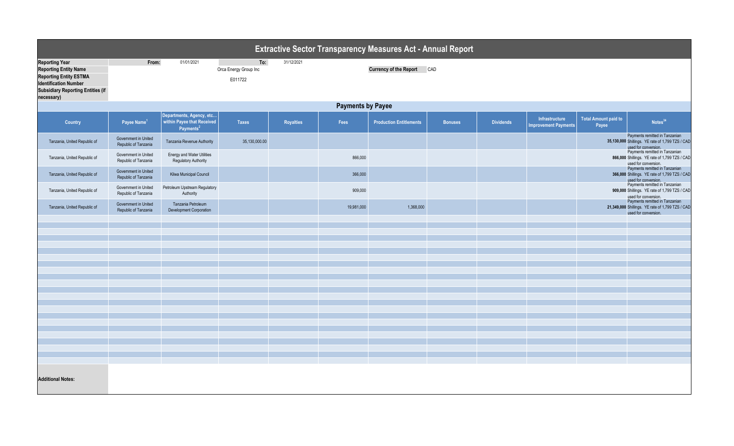# Extractive Sector Transparency Measures Act - Annual Report

| | | | |
|---|---|---|---|
| **Reporting Year** | From: 01/01/2021 | To: 31/12/2021 | |
| **Reporting Entity Name** | Orca Energy Group Inc | **Currency of the Report** | CAD |
| **Reporting Entity ESTMA Identification Number** | E011722 | | |
| **Subsidiary Reporting Entities (if necessary)** | | | |

## Payments by Payee

| Country | Payee Name[1] | Departments, Agency, etc... within Payee that Received Payments[2] | Taxes | Royalties | Fees | Production Entitlements | Bonuses | Dividends | Infrastructure Improvement Payments | Total Amount paid to Payee | Notes[34] |
|---|---|---|---|---|---|---|---|---|---|---|---|
| Tanzania, United Republic of | Government in United Republic of Tanzania | Tanzania Revenue Authority | 35,130,000.00 | | | | | | | **35,130,000** | Payments remitted in Tanzanian Shillings. YE rate of 1,799 TZS / CAD used for conversion. |
| Tanzania, United Republic of | Government in United Republic of Tanzania | Energy and Water Utilities Regulatory Authority | | | 866,000 | | | | | **866,000** | Payments remitted in Tanzanian Shillings. YE rate of 1,799 TZS / CAD used for conversion. |
| Tanzania, United Republic of | Government in United Republic of Tanzania | Kilwa Municipal Council | | | 366,000 | | | | | **366,000** | Payments remitted in Tanzanian Shillings. YE rate of 1,799 TZS / CAD used for conversion. |
| Tanzania, United Republic of | Government in United Republic of Tanzania | Petroleum Upstream Regulatory Authority | | | 909,000 | | | | | **909,000** | Payments remitted in Tanzanian Shillings. YE rate of 1,799 TZS / CAD used for conversion. |
| Tanzania, United Republic of | Government in United Republic of Tanzania | Tanzania Petroleum Development Corporation | | | 19,981,000 | 1,368,000 | | | | **21,349,000** | Payments remitted in Tanzanian Shillings. YE rate of 1,799 TZS / CAD used for conversion. |

**Additional Notes:**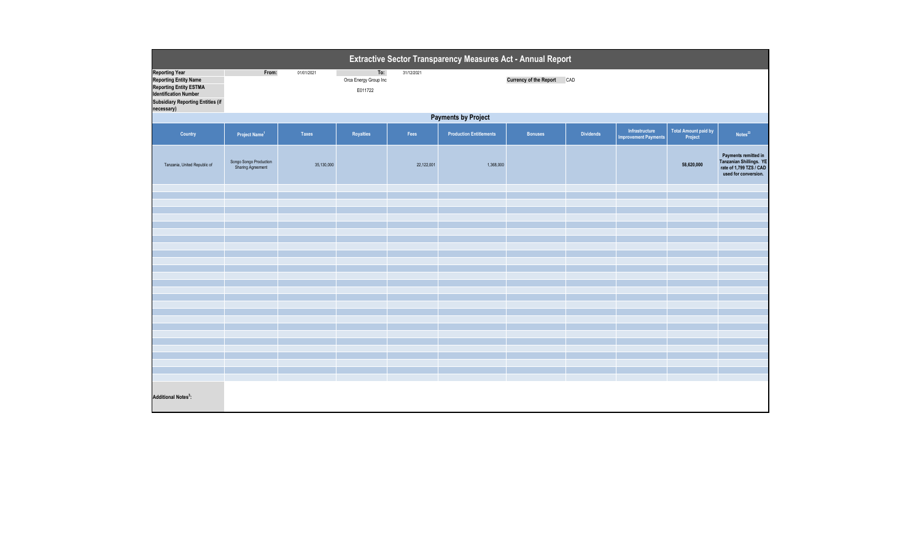# Extractive Sector Transparency Measures Act - Annual Report

| | | | | | |
|---|---|---|---|---|---|
| **Reporting Year** | From: | 01/01/2021 | To: | 31/12/2021 | |
| **Reporting Entity Name** | | | Orca Energy Group Inc | **Currency of the Report** | CAD |
| **Reporting Entity ESTMA Identification Number** | | | E011722 | | |
| **Subsidiary Reporting Entities (if necessary)** | | | | | |

## Payments by Project

| Country | Project Name[1] | Taxes | Royalties | Fees | Production Entitlements | Bonuses | Dividends | Infrastructure Improvement Payments | Total Amount paid by Project | Notes[23] |
|---|---|---|---|---|---|---|---|---|---|---|
| Tanzania, United Republic of | Songo Songo Production Sharing Agreement | 35,130,000 | | 22,122,001 | 1,368,000 | | | | **58,620,000** | **Payments remitted in Tanzanian Shillings. YE rate of 1,799 TZS / CAD used for conversion.** |

**Additional Notes[3]:**